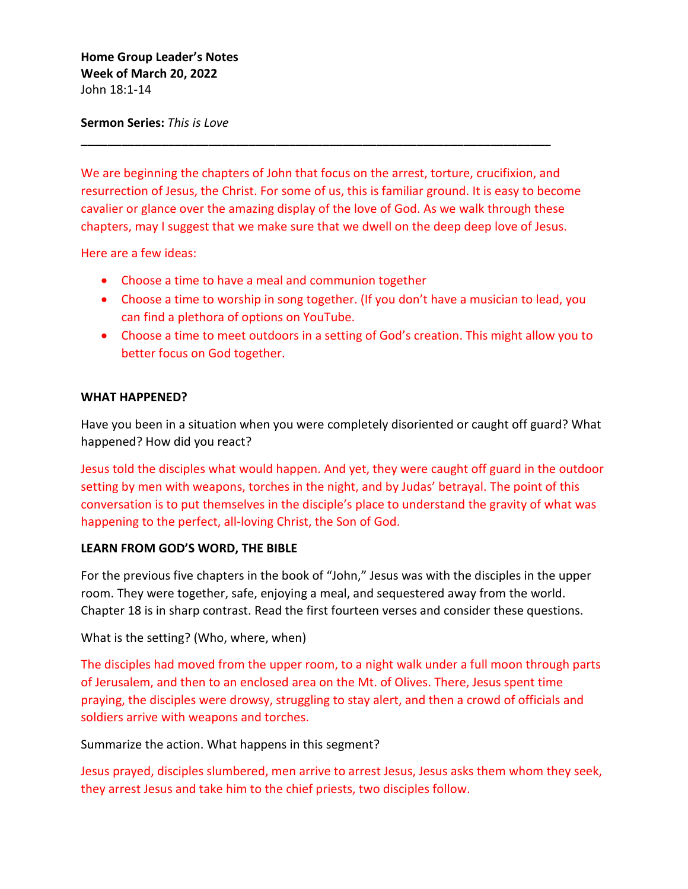**Home Group Leader's Notes**
**Week of March 20, 2022**
John 18:1-14

**Sermon Series:** *This is Love*

---

We are beginning the chapters of John that focus on the arrest, torture, crucifixion, and resurrection of Jesus, the Christ. For some of us, this is familiar ground. It is easy to become cavalier or glance over the amazing display of the love of God. As we walk through these chapters, may I suggest that we make sure that we dwell on the deep deep love of Jesus.

Here are a few ideas:

- Choose a time to have a meal and communion together
- Choose a time to worship in song together. (If you don't have a musician to lead, you can find a plethora of options on YouTube.
- Choose a time to meet outdoors in a setting of God's creation. This might allow you to better focus on God together.

**WHAT HAPPENED?**

Have you been in a situation when you were completely disoriented or caught off guard? What happened? How did you react?

Jesus told the disciples what would happen. And yet, they were caught off guard in the outdoor setting by men with weapons, torches in the night, and by Judas' betrayal. The point of this conversation is to put themselves in the disciple's place to understand the gravity of what was happening to the perfect, all-loving Christ, the Son of God.

**LEARN FROM GOD'S WORD, THE BIBLE**

For the previous five chapters in the book of "John," Jesus was with the disciples in the upper room. They were together, safe, enjoying a meal, and sequestered away from the world. Chapter 18 is in sharp contrast. Read the first fourteen verses and consider these questions.

What is the setting? (Who, where, when)

The disciples had moved from the upper room, to a night walk under a full moon through parts of Jerusalem, and then to an enclosed area on the Mt. of Olives. There, Jesus spent time praying, the disciples were drowsy, struggling to stay alert, and then a crowd of officials and soldiers arrive with weapons and torches.

Summarize the action. What happens in this segment?

Jesus prayed, disciples slumbered, men arrive to arrest Jesus, Jesus asks them whom they seek, they arrest Jesus and take him to the chief priests, two disciples follow.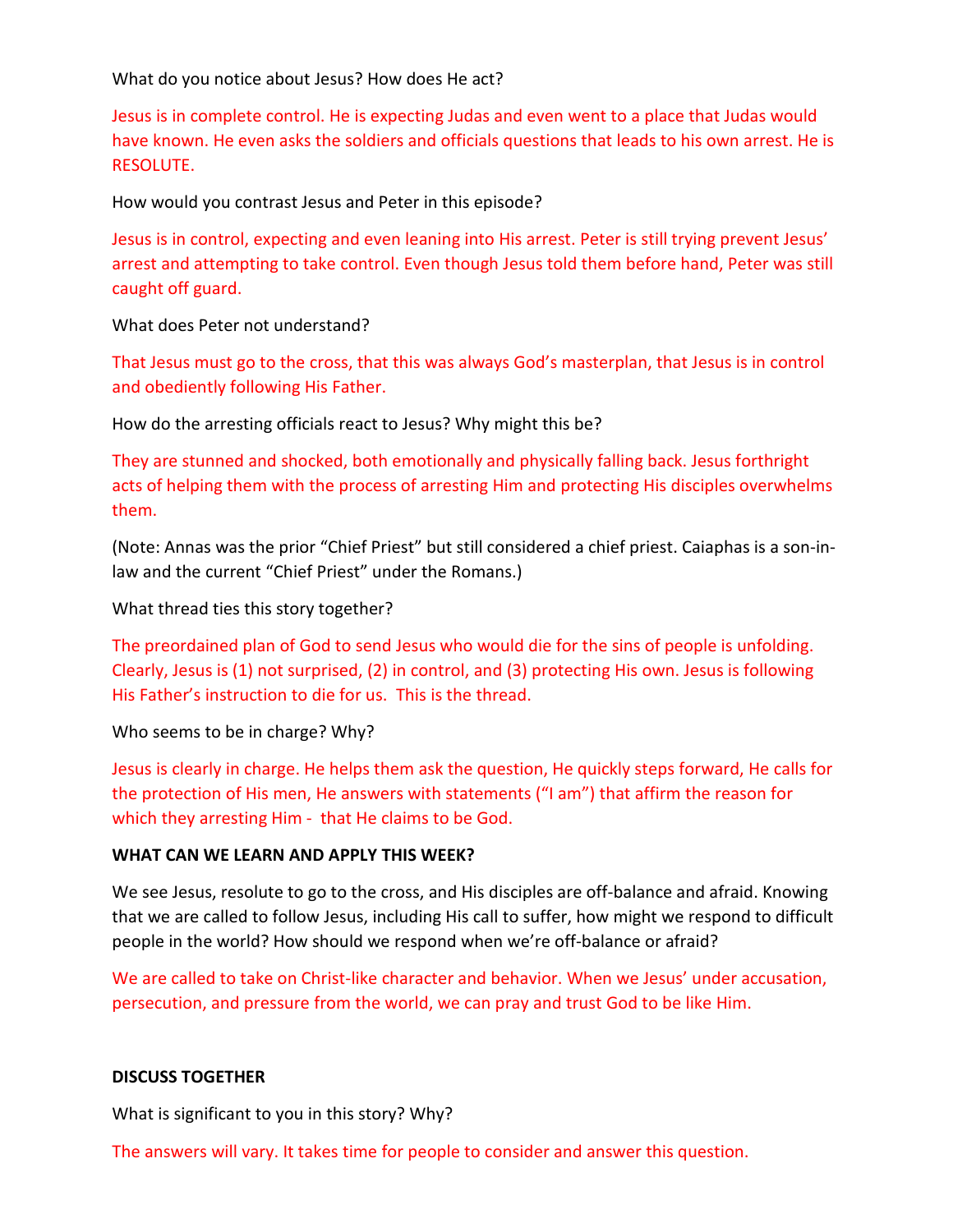What do you notice about Jesus? How does He act?

Jesus is in complete control. He is expecting Judas and even went to a place that Judas would have known. He even asks the soldiers and officials questions that leads to his own arrest. He is RESOLUTE.

How would you contrast Jesus and Peter in this episode?

Jesus is in control, expecting and even leaning into His arrest. Peter is still trying prevent Jesus' arrest and attempting to take control. Even though Jesus told them before hand, Peter was still caught off guard.

What does Peter not understand?

That Jesus must go to the cross, that this was always God's masterplan, that Jesus is in control and obediently following His Father.

How do the arresting officials react to Jesus? Why might this be?

They are stunned and shocked, both emotionally and physically falling back. Jesus forthright acts of helping them with the process of arresting Him and protecting His disciples overwhelms them.

(Note: Annas was the prior "Chief Priest" but still considered a chief priest. Caiaphas is a son-in-law and the current "Chief Priest" under the Romans.)

What thread ties this story together?

The preordained plan of God to send Jesus who would die for the sins of people is unfolding. Clearly, Jesus is (1) not surprised, (2) in control, and (3) protecting His own. Jesus is following His Father's instruction to die for us. This is the thread.

Who seems to be in charge? Why?

Jesus is clearly in charge. He helps them ask the question, He quickly steps forward, He calls for the protection of His men, He answers with statements ("I am") that affirm the reason for which they arresting Him - that He claims to be God.

**WHAT CAN WE LEARN AND APPLY THIS WEEK?**

We see Jesus, resolute to go to the cross, and His disciples are off-balance and afraid. Knowing that we are called to follow Jesus, including His call to suffer, how might we respond to difficult people in the world? How should we respond when we're off-balance or afraid?

We are called to take on Christ-like character and behavior. When we Jesus' under accusation, persecution, and pressure from the world, we can pray and trust God to be like Him.

**DISCUSS TOGETHER**

What is significant to you in this story? Why?

The answers will vary. It takes time for people to consider and answer this question.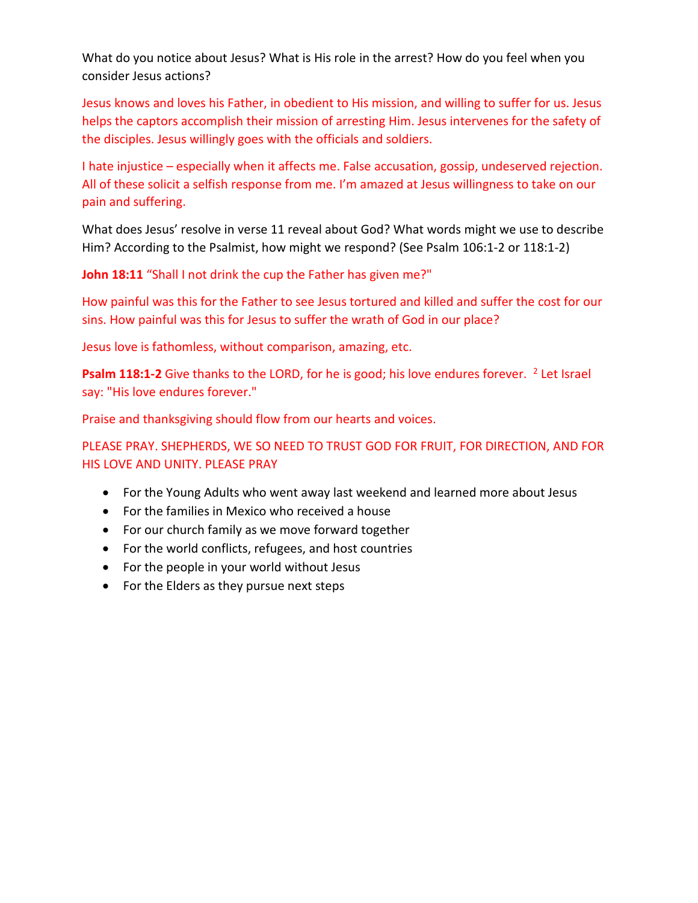What do you notice about Jesus? What is His role in the arrest? How do you feel when you consider Jesus actions?

Jesus knows and loves his Father, in obedient to His mission, and willing to suffer for us. Jesus helps the captors accomplish their mission of arresting Him. Jesus intervenes for the safety of the disciples. Jesus willingly goes with the officials and soldiers.

I hate injustice – especially when it affects me. False accusation, gossip, undeserved rejection. All of these solicit a selfish response from me. I'm amazed at Jesus willingness to take on our pain and suffering.

What does Jesus' resolve in verse 11 reveal about God? What words might we use to describe Him? According to the Psalmist, how might we respond? (See Psalm 106:1-2 or 118:1-2)

**John 18:11** "Shall I not drink the cup the Father has given me?"

How painful was this for the Father to see Jesus tortured and killed and suffer the cost for our sins. How painful was this for Jesus to suffer the wrath of God in our place?

Jesus love is fathomless, without comparison, amazing, etc.

**Psalm 118:1-2** Give thanks to the LORD, for he is good; his love endures forever. [2] Let Israel say: "His love endures forever."

Praise and thanksgiving should flow from our hearts and voices.

PLEASE PRAY. SHEPHERDS, WE SO NEED TO TRUST GOD FOR FRUIT, FOR DIRECTION, AND FOR HIS LOVE AND UNITY. PLEASE PRAY

- For the Young Adults who went away last weekend and learned more about Jesus
- For the families in Mexico who received a house
- For our church family as we move forward together
- For the world conflicts, refugees, and host countries
- For the people in your world without Jesus
- For the Elders as they pursue next steps